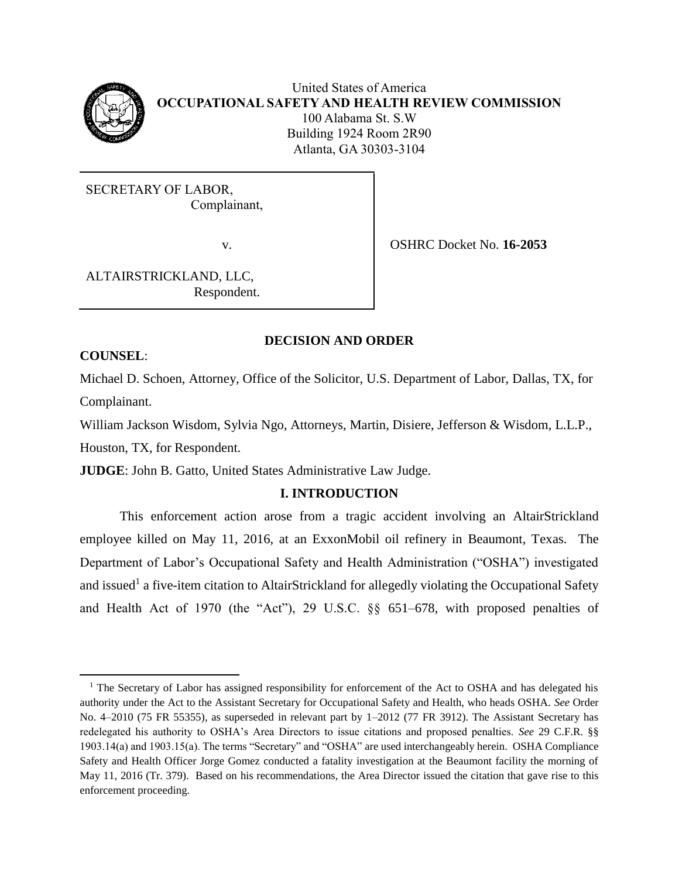United States of America
**OCCUPATIONAL SAFETY AND HEALTH REVIEW COMMISSION**
100 Alabama St. S.W
Building 1924 Room 2R90
Atlanta, GA 30303-3104

| | |
|---|---|
| SECRETARY OF LABOR,<br>Complainant,<br><br>v.<br><br>ALTAIRSTRICKLAND, LLC,<br>Respondent. | OSHRC Docket No. **16-2053** |

**DECISION AND ORDER**

**COUNSEL**:

Michael D. Schoen, Attorney, Office of the Solicitor, U.S. Department of Labor, Dallas, TX, for Complainant.

William Jackson Wisdom, Sylvia Ngo, Attorneys, Martin, Disiere, Jefferson & Wisdom, L.L.P., Houston, TX, for Respondent.

**JUDGE**: John B. Gatto, United States Administrative Law Judge.

## I. INTRODUCTION

This enforcement action arose from a tragic accident involving an AltairStrickland employee killed on May 11, 2016, at an ExxonMobil oil refinery in Beaumont, Texas. The Department of Labor's Occupational Safety and Health Administration ("OSHA") investigated and issued[1] a five-item citation to AltairStrickland for allegedly violating the Occupational Safety and Health Act of 1970 (the "Act"), 29 U.S.C. §§ 651–678, with proposed penalties of

[1] The Secretary of Labor has assigned responsibility for enforcement of the Act to OSHA and has delegated his authority under the Act to the Assistant Secretary for Occupational Safety and Health, who heads OSHA. *See* Order No. 4–2010 (75 FR 55355), as superseded in relevant part by 1–2012 (77 FR 3912). The Assistant Secretary has redelegated his authority to OSHA's Area Directors to issue citations and proposed penalties. *See* 29 C.F.R. §§ 1903.14(a) and 1903.15(a). The terms "Secretary" and "OSHA" are used interchangeably herein. OSHA Compliance Safety and Health Officer Jorge Gomez conducted a fatality investigation at the Beaumont facility the morning of May 11, 2016 (Tr. 379). Based on his recommendations, the Area Director issued the citation that gave rise to this enforcement proceeding.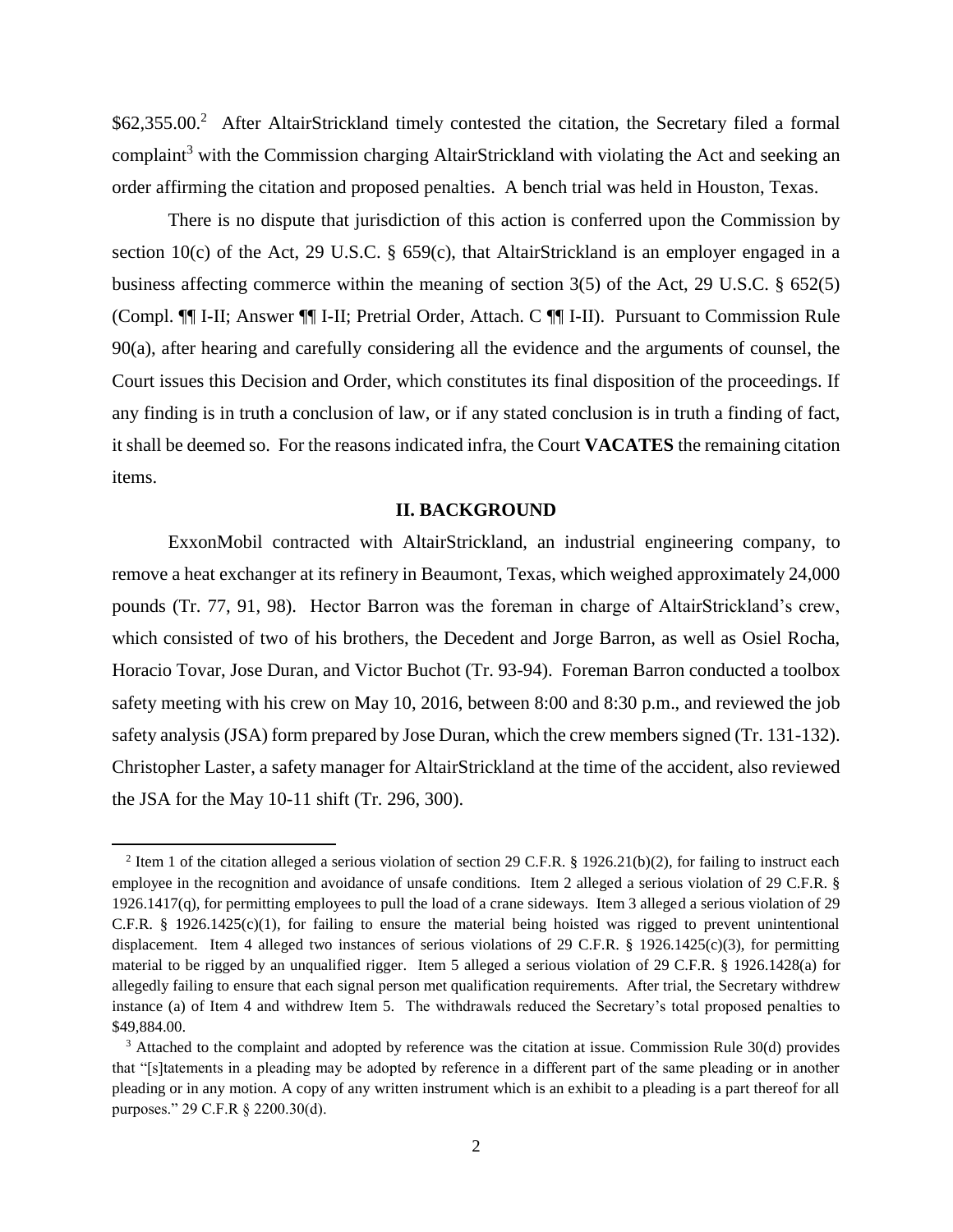$62,355.00.[2] After AltairStrickland timely contested the citation, the Secretary filed a formal complaint[3] with the Commission charging AltairStrickland with violating the Act and seeking an order affirming the citation and proposed penalties. A bench trial was held in Houston, Texas.

There is no dispute that jurisdiction of this action is conferred upon the Commission by section 10(c) of the Act, 29 U.S.C. § 659(c), that AltairStrickland is an employer engaged in a business affecting commerce within the meaning of section 3(5) of the Act, 29 U.S.C. § 652(5) (Compl. ¶¶ I-II; Answer ¶¶ I-II; Pretrial Order, Attach. C ¶¶ I-II). Pursuant to Commission Rule 90(a), after hearing and carefully considering all the evidence and the arguments of counsel, the Court issues this Decision and Order, which constitutes its final disposition of the proceedings. If any finding is in truth a conclusion of law, or if any stated conclusion is in truth a finding of fact, it shall be deemed so. For the reasons indicated infra, the Court **VACATES** the remaining citation items.

## II. BACKGROUND

ExxonMobil contracted with AltairStrickland, an industrial engineering company, to remove a heat exchanger at its refinery in Beaumont, Texas, which weighed approximately 24,000 pounds (Tr. 77, 91, 98). Hector Barron was the foreman in charge of AltairStrickland's crew, which consisted of two of his brothers, the Decedent and Jorge Barron, as well as Osiel Rocha, Horacio Tovar, Jose Duran, and Victor Buchot (Tr. 93-94). Foreman Barron conducted a toolbox safety meeting with his crew on May 10, 2016, between 8:00 and 8:30 p.m., and reviewed the job safety analysis (JSA) form prepared by Jose Duran, which the crew members signed (Tr. 131-132). Christopher Laster, a safety manager for AltairStrickland at the time of the accident, also reviewed the JSA for the May 10-11 shift (Tr. 296, 300).

---

[2] Item 1 of the citation alleged a serious violation of section 29 C.F.R. § 1926.21(b)(2), for failing to instruct each employee in the recognition and avoidance of unsafe conditions. Item 2 alleged a serious violation of 29 C.F.R. § 1926.1417(q), for permitting employees to pull the load of a crane sideways. Item 3 alleged a serious violation of 29 C.F.R. § 1926.1425(c)(1), for failing to ensure the material being hoisted was rigged to prevent unintentional displacement. Item 4 alleged two instances of serious violations of 29 C.F.R. § 1926.1425(c)(3), for permitting material to be rigged by an unqualified rigger. Item 5 alleged a serious violation of 29 C.F.R. § 1926.1428(a) for allegedly failing to ensure that each signal person met qualification requirements. After trial, the Secretary withdrew instance (a) of Item 4 and withdrew Item 5. The withdrawals reduced the Secretary's total proposed penalties to $49,884.00.

[3] Attached to the complaint and adopted by reference was the citation at issue. Commission Rule 30(d) provides that "[s]tatements in a pleading may be adopted by reference in a different part of the same pleading or in another pleading or in any motion. A copy of any written instrument which is an exhibit to a pleading is a part thereof for all purposes." 29 C.F.R § 2200.30(d).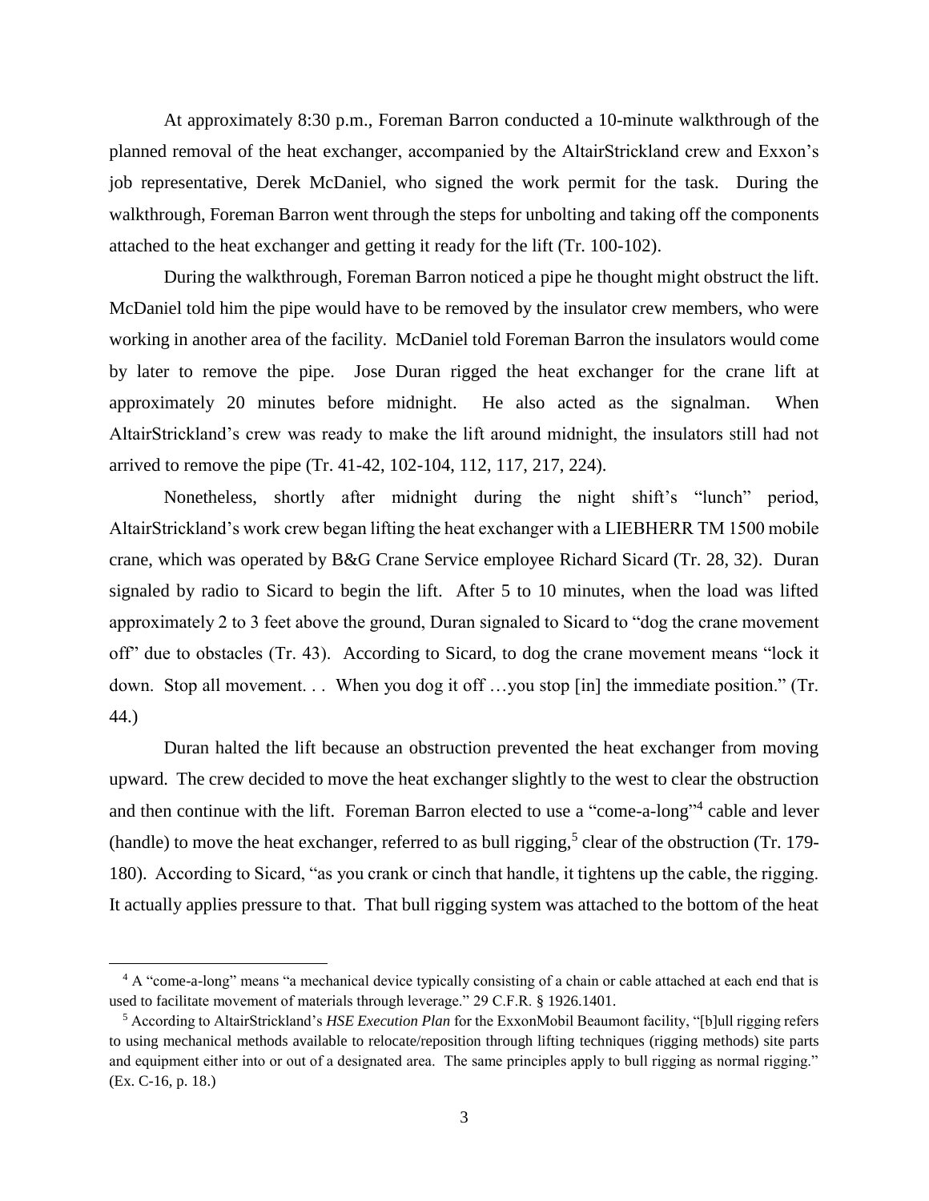At approximately 8:30 p.m., Foreman Barron conducted a 10-minute walkthrough of the planned removal of the heat exchanger, accompanied by the AltairStrickland crew and Exxon's job representative, Derek McDaniel, who signed the work permit for the task. During the walkthrough, Foreman Barron went through the steps for unbolting and taking off the components attached to the heat exchanger and getting it ready for the lift (Tr. 100-102).

During the walkthrough, Foreman Barron noticed a pipe he thought might obstruct the lift. McDaniel told him the pipe would have to be removed by the insulator crew members, who were working in another area of the facility. McDaniel told Foreman Barron the insulators would come by later to remove the pipe. Jose Duran rigged the heat exchanger for the crane lift at approximately 20 minutes before midnight. He also acted as the signalman. When AltairStrickland's crew was ready to make the lift around midnight, the insulators still had not arrived to remove the pipe (Tr. 41-42, 102-104, 112, 117, 217, 224).

Nonetheless, shortly after midnight during the night shift's "lunch" period, AltairStrickland's work crew began lifting the heat exchanger with a LIEBHERR TM 1500 mobile crane, which was operated by B&G Crane Service employee Richard Sicard (Tr. 28, 32). Duran signaled by radio to Sicard to begin the lift. After 5 to 10 minutes, when the load was lifted approximately 2 to 3 feet above the ground, Duran signaled to Sicard to "dog the crane movement off" due to obstacles (Tr. 43). According to Sicard, to dog the crane movement means "lock it down. Stop all movement. . . When you dog it off …you stop [in] the immediate position." (Tr. 44.)

Duran halted the lift because an obstruction prevented the heat exchanger from moving upward. The crew decided to move the heat exchanger slightly to the west to clear the obstruction and then continue with the lift. Foreman Barron elected to use a "come-a-long"[4] cable and lever (handle) to move the heat exchanger, referred to as bull rigging,[5] clear of the obstruction (Tr. 179-180). According to Sicard, "as you crank or cinch that handle, it tightens up the cable, the rigging. It actually applies pressure to that. That bull rigging system was attached to the bottom of the heat

[4] A "come-a-long" means "a mechanical device typically consisting of a chain or cable attached at each end that is used to facilitate movement of materials through leverage." 29 C.F.R. § 1926.1401.

[5] According to AltairStrickland's *HSE Execution Plan* for the ExxonMobil Beaumont facility, "[b]ull rigging refers to using mechanical methods available to relocate/reposition through lifting techniques (rigging methods) site parts and equipment either into or out of a designated area. The same principles apply to bull rigging as normal rigging." (Ex. C-16, p. 18.)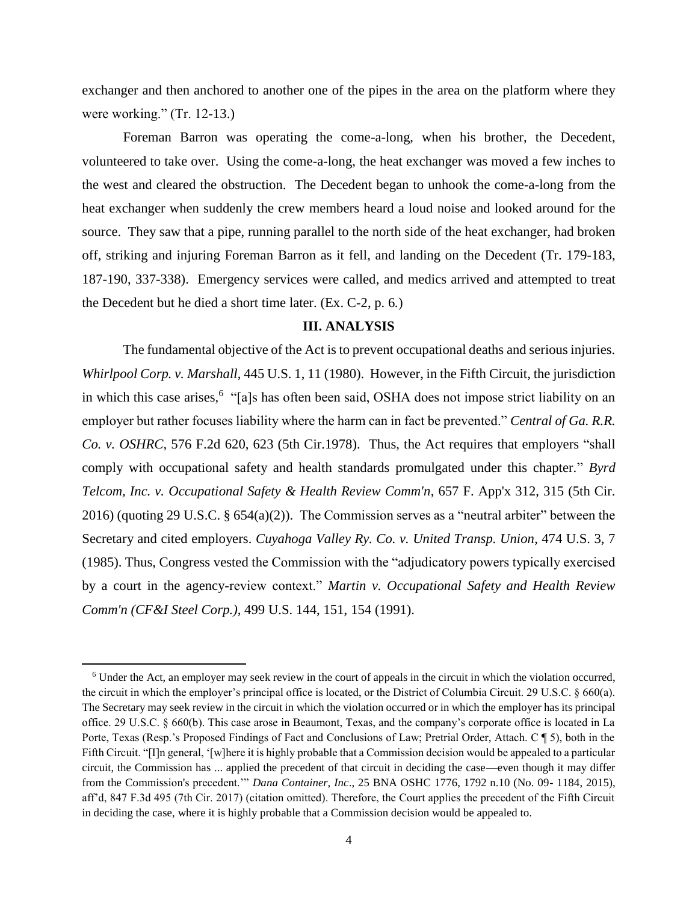exchanger and then anchored to another one of the pipes in the area on the platform where they were working." (Tr. 12-13.)

Foreman Barron was operating the come-a-long, when his brother, the Decedent, volunteered to take over. Using the come-a-long, the heat exchanger was moved a few inches to the west and cleared the obstruction. The Decedent began to unhook the come-a-long from the heat exchanger when suddenly the crew members heard a loud noise and looked around for the source. They saw that a pipe, running parallel to the north side of the heat exchanger, had broken off, striking and injuring Foreman Barron as it fell, and landing on the Decedent (Tr. 179-183, 187-190, 337-338). Emergency services were called, and medics arrived and attempted to treat the Decedent but he died a short time later. (Ex. C-2, p. 6.)

## III. ANALYSIS

The fundamental objective of the Act is to prevent occupational deaths and serious injuries. *Whirlpool Corp. v. Marshall*, 445 U.S. 1, 11 (1980). However, in the Fifth Circuit, the jurisdiction in which this case arises,[6] "[a]s has often been said, OSHA does not impose strict liability on an employer but rather focuses liability where the harm can in fact be prevented." *Central of Ga. R.R. Co. v. OSHRC*, 576 F.2d 620, 623 (5th Cir.1978). Thus, the Act requires that employers "shall comply with occupational safety and health standards promulgated under this chapter." *Byrd Telcom, Inc. v. Occupational Safety & Health Review Comm'n*, 657 F. App'x 312, 315 (5th Cir. 2016) (quoting 29 U.S.C. § 654(a)(2)). The Commission serves as a "neutral arbiter" between the Secretary and cited employers. *Cuyahoga Valley Ry. Co. v. United Transp. Union*, 474 U.S. 3, 7 (1985). Thus, Congress vested the Commission with the "adjudicatory powers typically exercised by a court in the agency-review context." *Martin v. Occupational Safety and Health Review Comm'n (CF&I Steel Corp.)*, 499 U.S. 144, 151, 154 (1991).

[6] Under the Act, an employer may seek review in the court of appeals in the circuit in which the violation occurred, the circuit in which the employer's principal office is located, or the District of Columbia Circuit. 29 U.S.C. § 660(a). The Secretary may seek review in the circuit in which the violation occurred or in which the employer has its principal office. 29 U.S.C. § 660(b). This case arose in Beaumont, Texas, and the company's corporate office is located in La Porte, Texas (Resp.'s Proposed Findings of Fact and Conclusions of Law; Pretrial Order, Attach. C ¶ 5), both in the Fifth Circuit. "[I]n general, '[w]here it is highly probable that a Commission decision would be appealed to a particular circuit, the Commission has ... applied the precedent of that circuit in deciding the case—even though it may differ from the Commission's precedent.'" *Dana Container, Inc*., 25 BNA OSHC 1776, 1792 n.10 (No. 09- 1184, 2015), aff'd, 847 F.3d 495 (7th Cir. 2017) (citation omitted). Therefore, the Court applies the precedent of the Fifth Circuit in deciding the case, where it is highly probable that a Commission decision would be appealed to.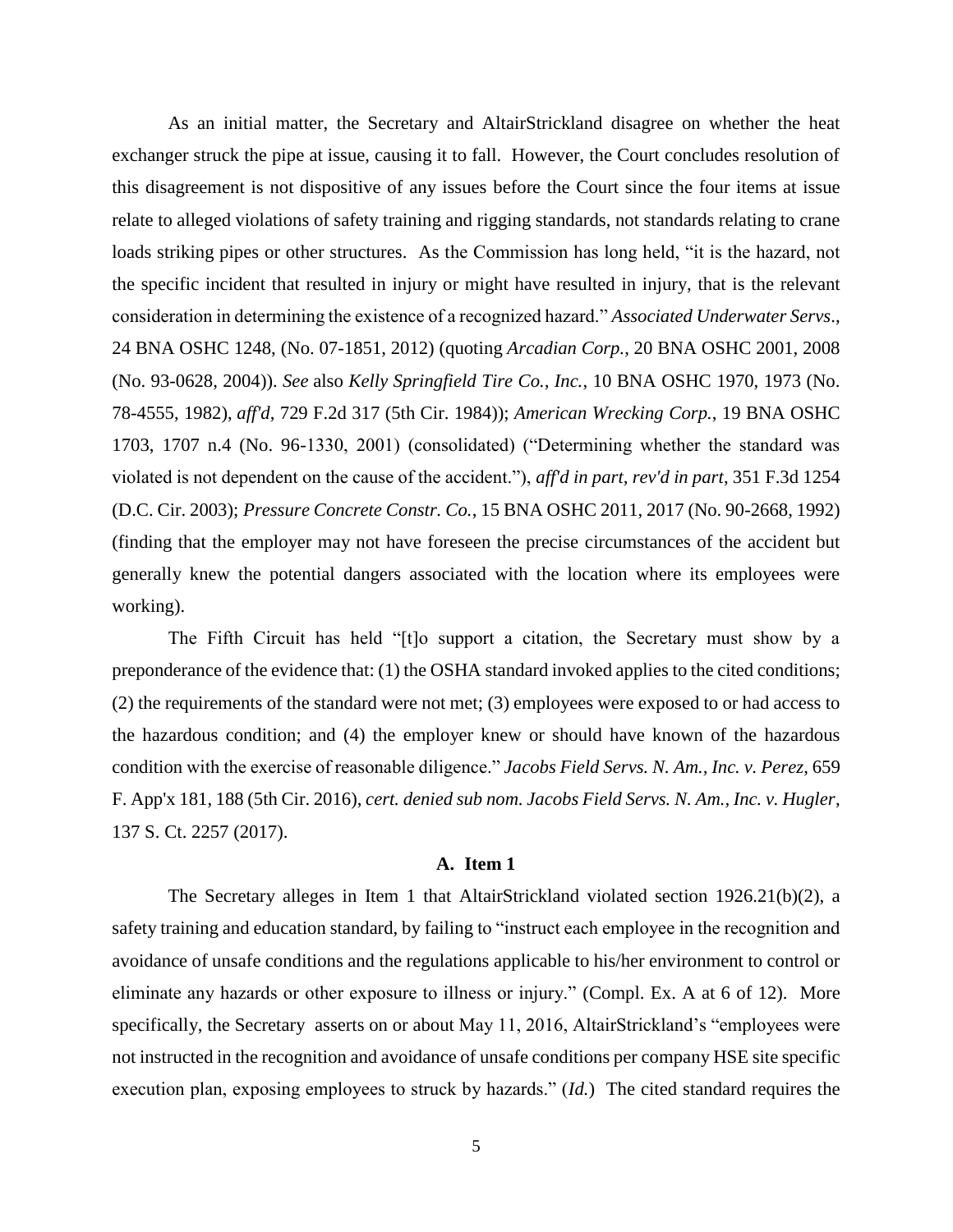As an initial matter, the Secretary and AltairStrickland disagree on whether the heat exchanger struck the pipe at issue, causing it to fall. However, the Court concludes resolution of this disagreement is not dispositive of any issues before the Court since the four items at issue relate to alleged violations of safety training and rigging standards, not standards relating to crane loads striking pipes or other structures. As the Commission has long held, "it is the hazard, not the specific incident that resulted in injury or might have resulted in injury, that is the relevant consideration in determining the existence of a recognized hazard." *Associated Underwater Servs*., 24 BNA OSHC 1248, (No. 07-1851, 2012) (quoting *Arcadian Corp.*, 20 BNA OSHC 2001, 2008 (No. 93-0628, 2004)). *See* also *Kelly Springfield Tire Co., Inc.*, 10 BNA OSHC 1970, 1973 (No. 78-4555, 1982), *aff'd*, 729 F.2d 317 (5th Cir. 1984)); *American Wrecking Corp.*, 19 BNA OSHC 1703, 1707 n.4 (No. 96-1330, 2001) (consolidated) ("Determining whether the standard was violated is not dependent on the cause of the accident."), *aff'd in part, rev'd in part*, 351 F.3d 1254 (D.C. Cir. 2003); *Pressure Concrete Constr. Co.*, 15 BNA OSHC 2011, 2017 (No. 90-2668, 1992) (finding that the employer may not have foreseen the precise circumstances of the accident but generally knew the potential dangers associated with the location where its employees were working).

The Fifth Circuit has held "[t]o support a citation, the Secretary must show by a preponderance of the evidence that: (1) the OSHA standard invoked applies to the cited conditions; (2) the requirements of the standard were not met; (3) employees were exposed to or had access to the hazardous condition; and (4) the employer knew or should have known of the hazardous condition with the exercise of reasonable diligence." *Jacobs Field Servs. N. Am., Inc. v. Perez*, 659 F. App'x 181, 188 (5th Cir. 2016), *cert. denied sub nom. Jacobs Field Servs. N. Am., Inc. v. Hugler*, 137 S. Ct. 2257 (2017).

### A. Item 1

The Secretary alleges in Item 1 that AltairStrickland violated section 1926.21(b)(2), a safety training and education standard, by failing to "instruct each employee in the recognition and avoidance of unsafe conditions and the regulations applicable to his/her environment to control or eliminate any hazards or other exposure to illness or injury." (Compl. Ex. A at 6 of 12). More specifically, the Secretary asserts on or about May 11, 2016, AltairStrickland's "employees were not instructed in the recognition and avoidance of unsafe conditions per company HSE site specific execution plan, exposing employees to struck by hazards." (*Id.*) The cited standard requires the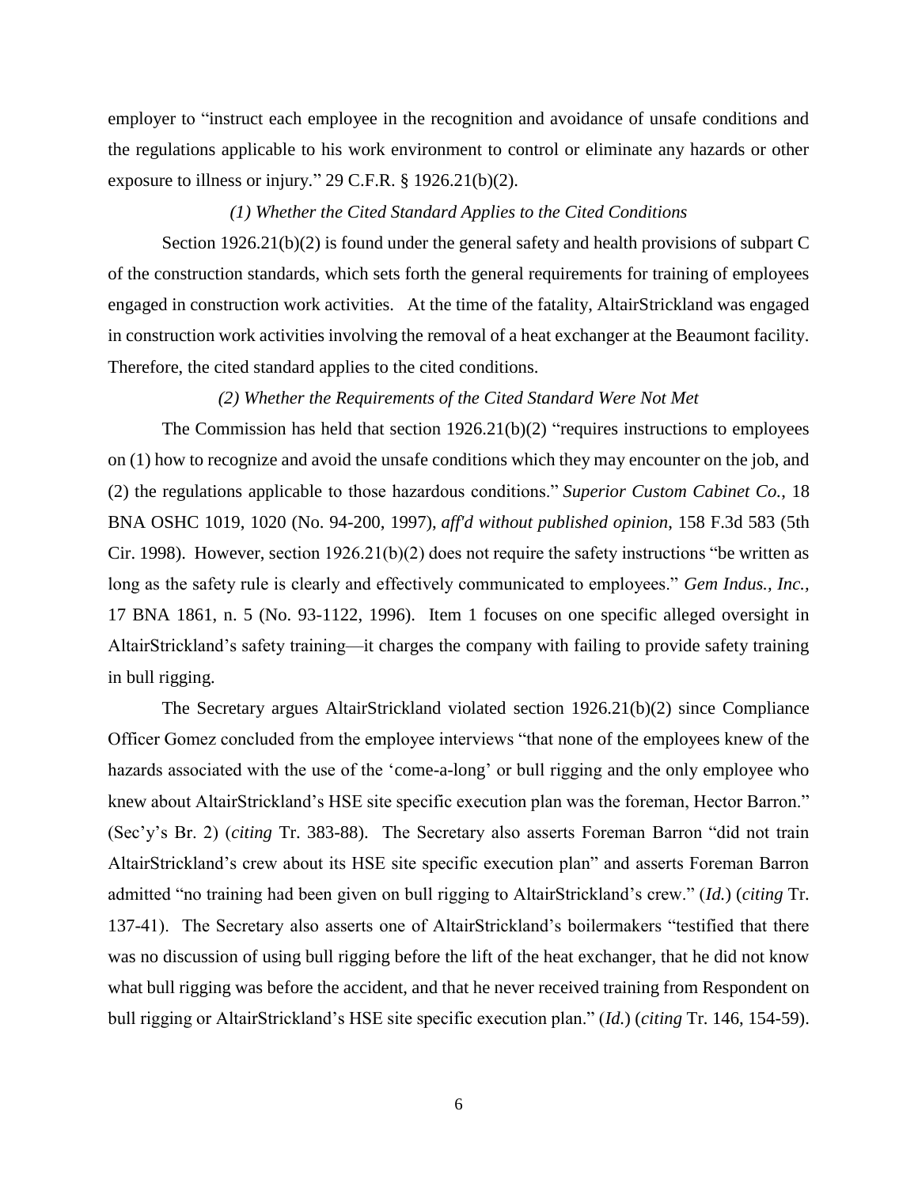employer to "instruct each employee in the recognition and avoidance of unsafe conditions and the regulations applicable to his work environment to control or eliminate any hazards or other exposure to illness or injury." 29 C.F.R. § 1926.21(b)(2).

*(1) Whether the Cited Standard Applies to the Cited Conditions*

Section 1926.21(b)(2) is found under the general safety and health provisions of subpart C of the construction standards, which sets forth the general requirements for training of employees engaged in construction work activities. At the time of the fatality, AltairStrickland was engaged in construction work activities involving the removal of a heat exchanger at the Beaumont facility. Therefore, the cited standard applies to the cited conditions.

*(2) Whether the Requirements of the Cited Standard Were Not Met*

The Commission has held that section 1926.21(b)(2) "requires instructions to employees on (1) how to recognize and avoid the unsafe conditions which they may encounter on the job, and (2) the regulations applicable to those hazardous conditions." *Superior Custom Cabinet Co.*, 18 BNA OSHC 1019, 1020 (No. 94-200, 1997), *aff'd without published opinion*, 158 F.3d 583 (5th Cir. 1998). However, section 1926.21(b)(2) does not require the safety instructions "be written as long as the safety rule is clearly and effectively communicated to employees." *Gem Indus., Inc.*, 17 BNA 1861, n. 5 (No. 93-1122, 1996). Item 1 focuses on one specific alleged oversight in AltairStrickland's safety training—it charges the company with failing to provide safety training in bull rigging.

The Secretary argues AltairStrickland violated section 1926.21(b)(2) since Compliance Officer Gomez concluded from the employee interviews "that none of the employees knew of the hazards associated with the use of the 'come-a-long' or bull rigging and the only employee who knew about AltairStrickland's HSE site specific execution plan was the foreman, Hector Barron." (Sec'y's Br. 2) (*citing* Tr. 383-88). The Secretary also asserts Foreman Barron "did not train AltairStrickland's crew about its HSE site specific execution plan" and asserts Foreman Barron admitted "no training had been given on bull rigging to AltairStrickland's crew." (*Id.*) (*citing* Tr. 137-41). The Secretary also asserts one of AltairStrickland's boilermakers "testified that there was no discussion of using bull rigging before the lift of the heat exchanger, that he did not know what bull rigging was before the accident, and that he never received training from Respondent on bull rigging or AltairStrickland's HSE site specific execution plan." (*Id.*) (*citing* Tr. 146, 154-59).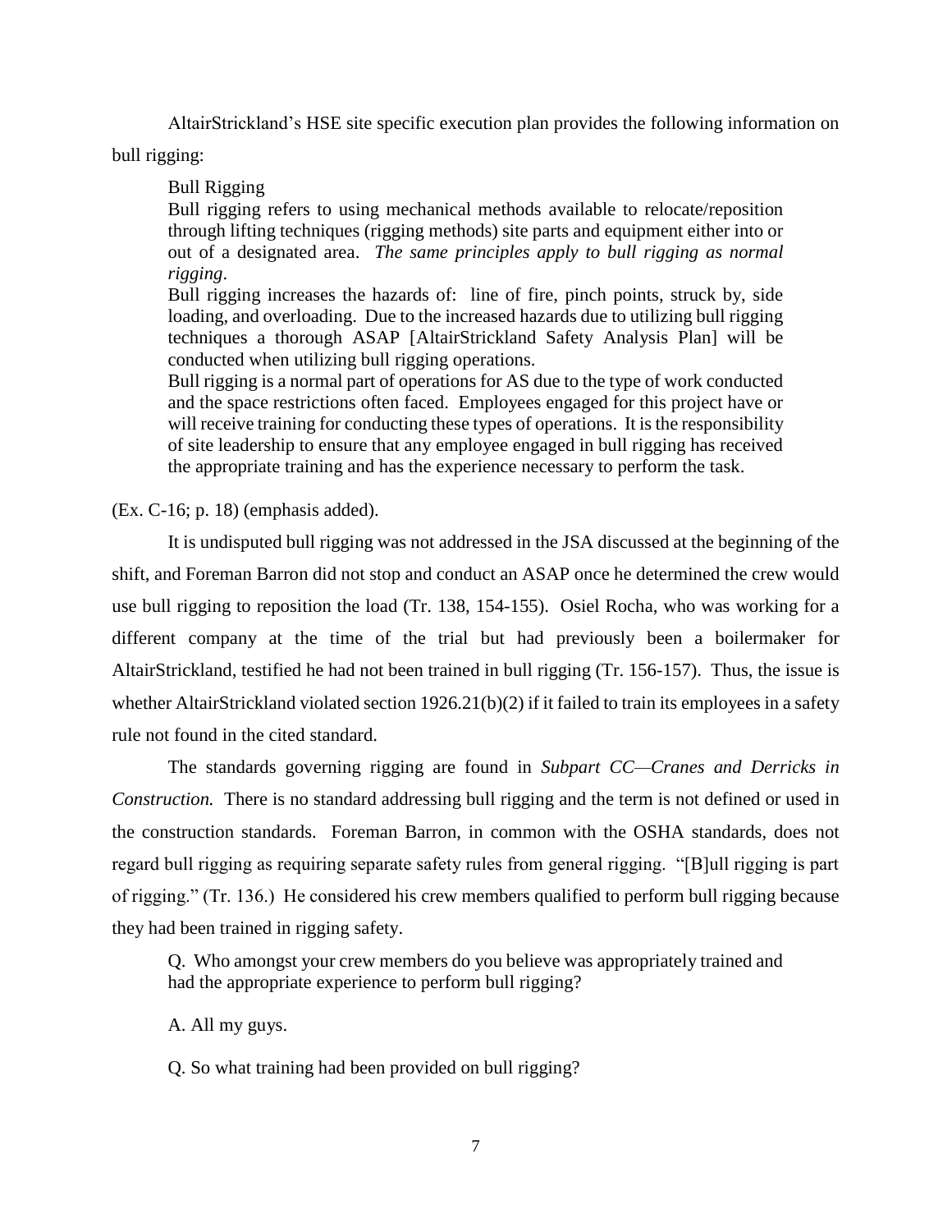AltairStrickland's HSE site specific execution plan provides the following information on bull rigging:

> Bull Rigging
>
> Bull rigging refers to using mechanical methods available to relocate/reposition through lifting techniques (rigging methods) site parts and equipment either into or out of a designated area. *The same principles apply to bull rigging as normal rigging*.
>
> Bull rigging increases the hazards of: line of fire, pinch points, struck by, side loading, and overloading. Due to the increased hazards due to utilizing bull rigging techniques a thorough ASAP [AltairStrickland Safety Analysis Plan] will be conducted when utilizing bull rigging operations.
>
> Bull rigging is a normal part of operations for AS due to the type of work conducted and the space restrictions often faced. Employees engaged for this project have or will receive training for conducting these types of operations. It is the responsibility of site leadership to ensure that any employee engaged in bull rigging has received the appropriate training and has the experience necessary to perform the task.

(Ex. C-16; p. 18) (emphasis added).

It is undisputed bull rigging was not addressed in the JSA discussed at the beginning of the shift, and Foreman Barron did not stop and conduct an ASAP once he determined the crew would use bull rigging to reposition the load (Tr. 138, 154-155). Osiel Rocha, who was working for a different company at the time of the trial but had previously been a boilermaker for AltairStrickland, testified he had not been trained in bull rigging (Tr. 156-157). Thus, the issue is whether AltairStrickland violated section 1926.21(b)(2) if it failed to train its employees in a safety rule not found in the cited standard.

The standards governing rigging are found in *Subpart CC—Cranes and Derricks in Construction.* There is no standard addressing bull rigging and the term is not defined or used in the construction standards. Foreman Barron, in common with the OSHA standards, does not regard bull rigging as requiring separate safety rules from general rigging. "[B]ull rigging is part of rigging." (Tr. 136.) He considered his crew members qualified to perform bull rigging because they had been trained in rigging safety.

> Q. Who amongst your crew members do you believe was appropriately trained and had the appropriate experience to perform bull rigging?
>
> A. All my guys.
>
> Q. So what training had been provided on bull rigging?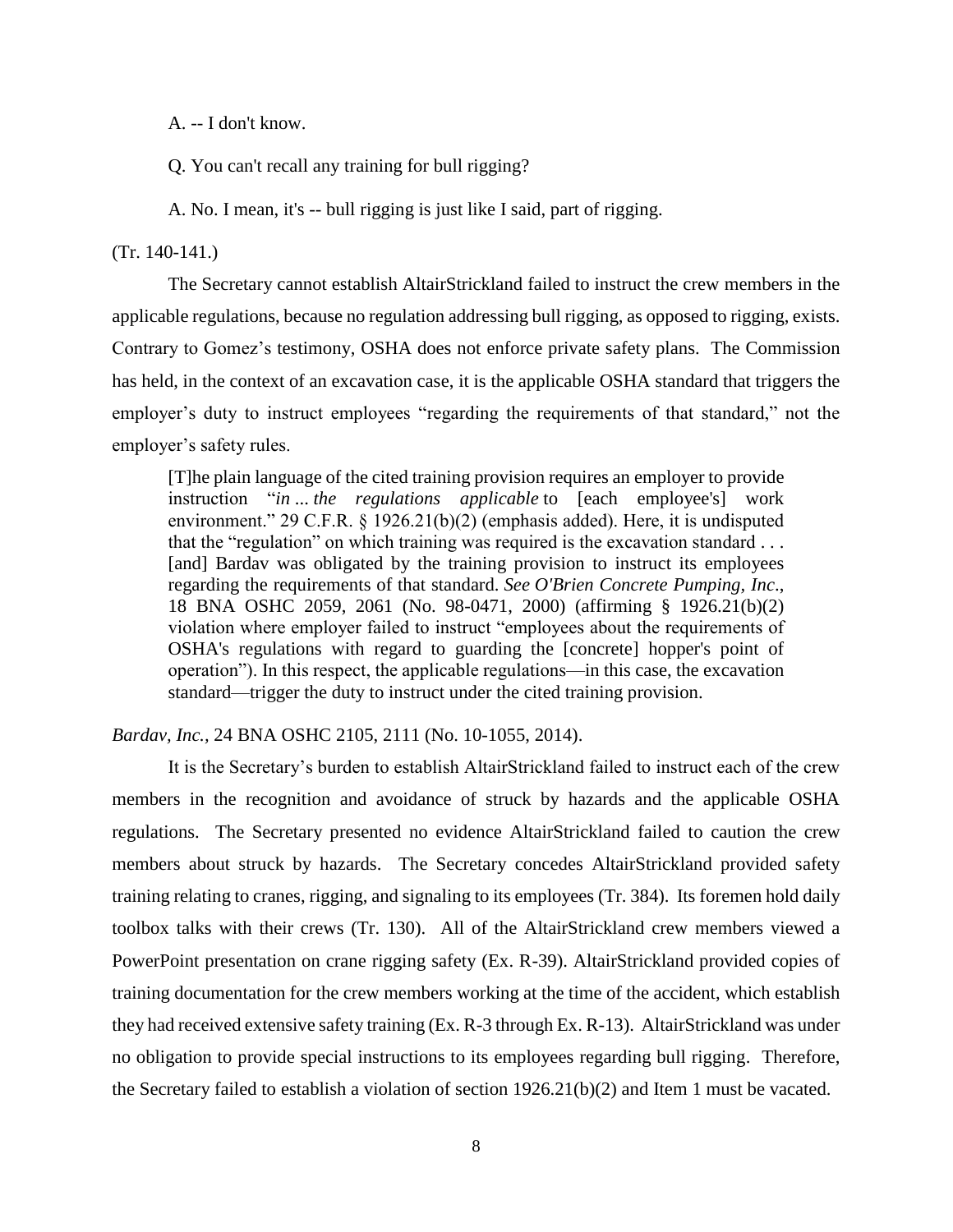A. -- I don't know.

Q. You can't recall any training for bull rigging?

A. No. I mean, it's -- bull rigging is just like I said, part of rigging.

(Tr. 140-141.)

The Secretary cannot establish AltairStrickland failed to instruct the crew members in the applicable regulations, because no regulation addressing bull rigging, as opposed to rigging, exists. Contrary to Gomez's testimony, OSHA does not enforce private safety plans. The Commission has held, in the context of an excavation case, it is the applicable OSHA standard that triggers the employer's duty to instruct employees "regarding the requirements of that standard," not the employer's safety rules.

> [T]he plain language of the cited training provision requires an employer to provide instruction "*in ... the regulations applicable* to [each employee's] work environment." 29 C.F.R. § 1926.21(b)(2) (emphasis added). Here, it is undisputed that the "regulation" on which training was required is the excavation standard . . . [and] Bardav was obligated by the training provision to instruct its employees regarding the requirements of that standard. *See O'Brien Concrete Pumping, Inc*., 18 BNA OSHC 2059, 2061 (No. 98-0471, 2000) (affirming § 1926.21(b)(2) violation where employer failed to instruct "employees about the requirements of OSHA's regulations with regard to guarding the [concrete] hopper's point of operation"). In this respect, the applicable regulations—in this case, the excavation standard—trigger the duty to instruct under the cited training provision.

*Bardav, Inc.*, 24 BNA OSHC 2105, 2111 (No. 10-1055, 2014).

It is the Secretary's burden to establish AltairStrickland failed to instruct each of the crew members in the recognition and avoidance of struck by hazards and the applicable OSHA regulations. The Secretary presented no evidence AltairStrickland failed to caution the crew members about struck by hazards. The Secretary concedes AltairStrickland provided safety training relating to cranes, rigging, and signaling to its employees (Tr. 384). Its foremen hold daily toolbox talks with their crews (Tr. 130). All of the AltairStrickland crew members viewed a PowerPoint presentation on crane rigging safety (Ex. R-39). AltairStrickland provided copies of training documentation for the crew members working at the time of the accident, which establish they had received extensive safety training (Ex. R-3 through Ex. R-13). AltairStrickland was under no obligation to provide special instructions to its employees regarding bull rigging. Therefore, the Secretary failed to establish a violation of section 1926.21(b)(2) and Item 1 must be vacated.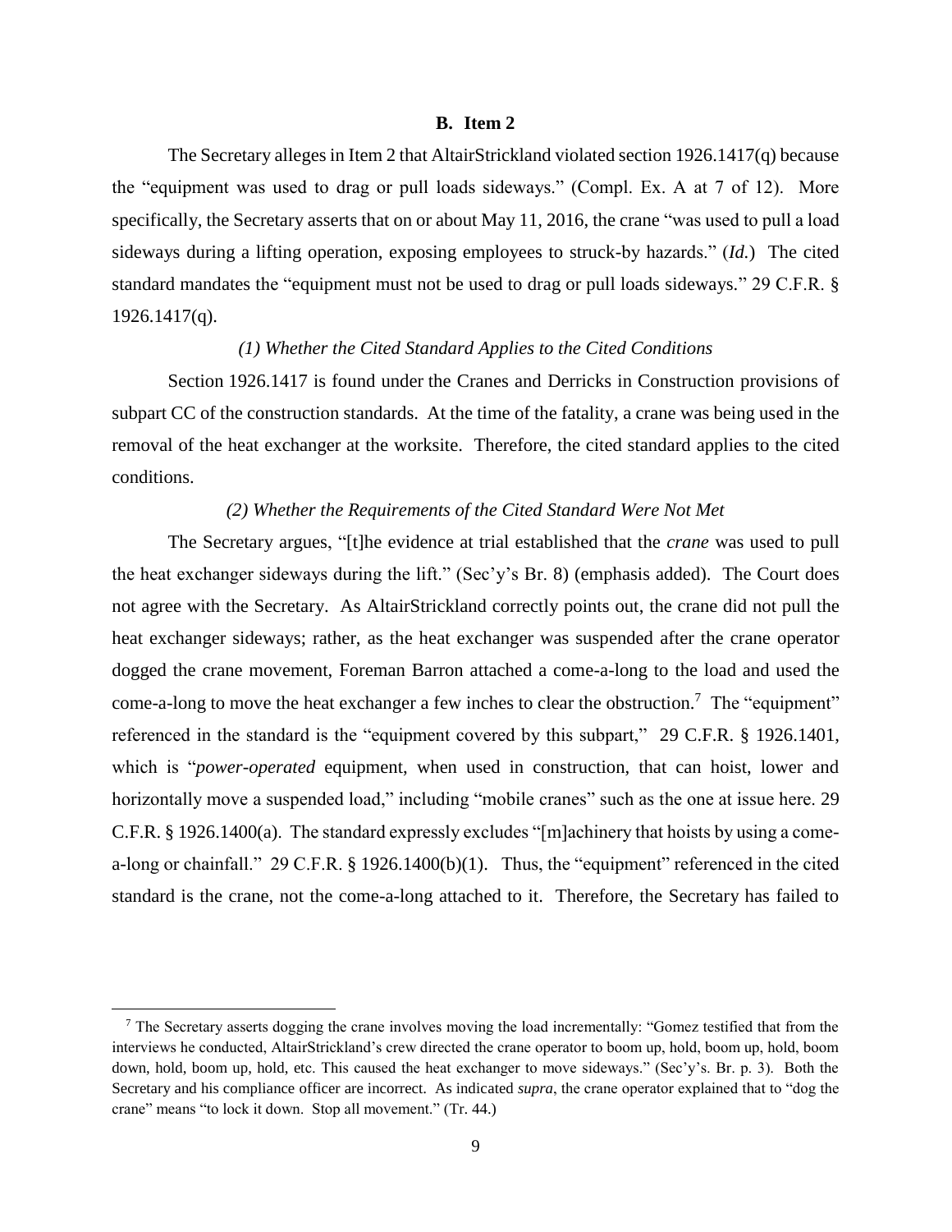### B. Item 2

The Secretary alleges in Item 2 that AltairStrickland violated section 1926.1417(q) because the "equipment was used to drag or pull loads sideways." (Compl. Ex. A at 7 of 12). More specifically, the Secretary asserts that on or about May 11, 2016, the crane "was used to pull a load sideways during a lifting operation, exposing employees to struck-by hazards." (*Id.*) The cited standard mandates the "equipment must not be used to drag or pull loads sideways." 29 C.F.R. § 1926.1417(q).

*(1) Whether the Cited Standard Applies to the Cited Conditions*

Section 1926.1417 is found under the Cranes and Derricks in Construction provisions of subpart CC of the construction standards. At the time of the fatality, a crane was being used in the removal of the heat exchanger at the worksite. Therefore, the cited standard applies to the cited conditions.

*(2) Whether the Requirements of the Cited Standard Were Not Met*

The Secretary argues, "[t]he evidence at trial established that the *crane* was used to pull the heat exchanger sideways during the lift." (Sec'y's Br. 8) (emphasis added). The Court does not agree with the Secretary. As AltairStrickland correctly points out, the crane did not pull the heat exchanger sideways; rather, as the heat exchanger was suspended after the crane operator dogged the crane movement, Foreman Barron attached a come-a-long to the load and used the come-a-long to move the heat exchanger a few inches to clear the obstruction.[7] The "equipment" referenced in the standard is the "equipment covered by this subpart," 29 C.F.R. § 1926.1401, which is "*power-operated* equipment, when used in construction, that can hoist, lower and horizontally move a suspended load," including "mobile cranes" such as the one at issue here. 29 C.F.R. § 1926.1400(a). The standard expressly excludes "[m]achinery that hoists by using a come-a-long or chainfall." 29 C.F.R. § 1926.1400(b)(1). Thus, the "equipment" referenced in the cited standard is the crane, not the come-a-long attached to it. Therefore, the Secretary has failed to

[7] The Secretary asserts dogging the crane involves moving the load incrementally: "Gomez testified that from the interviews he conducted, AltairStrickland's crew directed the crane operator to boom up, hold, boom up, hold, boom down, hold, boom up, hold, etc. This caused the heat exchanger to move sideways." (Sec'y's. Br. p. 3). Both the Secretary and his compliance officer are incorrect. As indicated *supra*, the crane operator explained that to "dog the crane" means "to lock it down. Stop all movement." (Tr. 44.)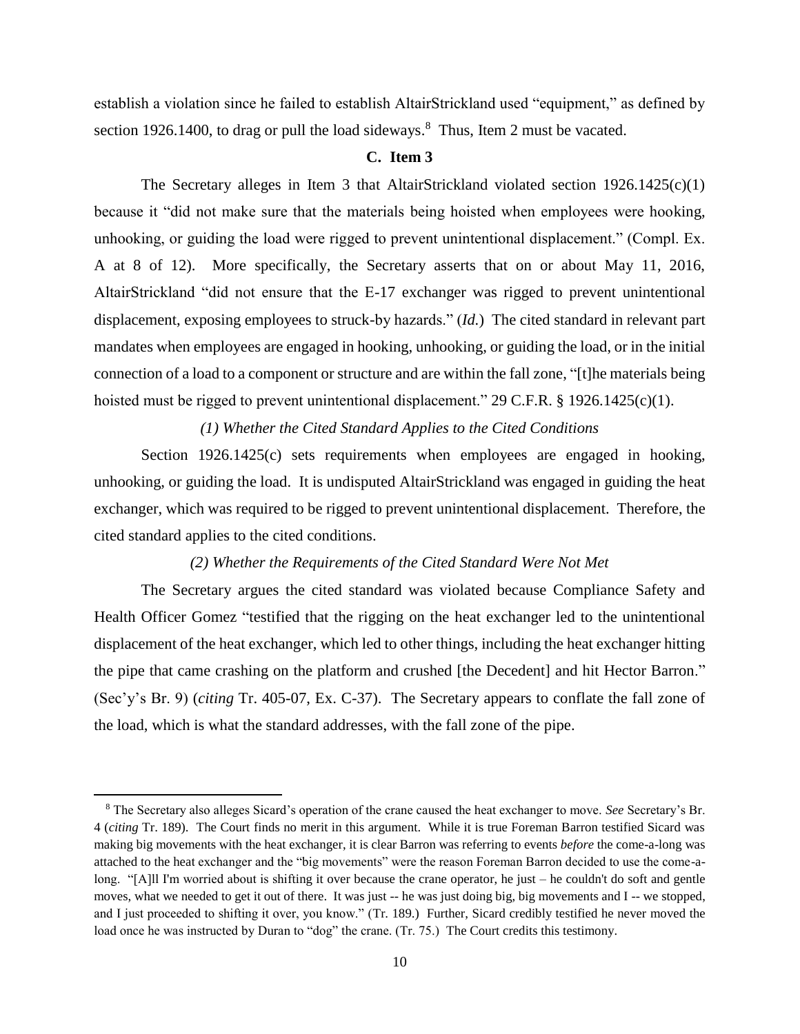establish a violation since he failed to establish AltairStrickland used "equipment," as defined by section 1926.1400, to drag or pull the load sideways.[8] Thus, Item 2 must be vacated.

### C. Item 3

The Secretary alleges in Item 3 that AltairStrickland violated section 1926.1425(c)(1) because it "did not make sure that the materials being hoisted when employees were hooking, unhooking, or guiding the load were rigged to prevent unintentional displacement." (Compl. Ex. A at 8 of 12). More specifically, the Secretary asserts that on or about May 11, 2016, AltairStrickland "did not ensure that the E-17 exchanger was rigged to prevent unintentional displacement, exposing employees to struck-by hazards." (*Id.*) The cited standard in relevant part mandates when employees are engaged in hooking, unhooking, or guiding the load, or in the initial connection of a load to a component or structure and are within the fall zone, "[t]he materials being hoisted must be rigged to prevent unintentional displacement." 29 C.F.R. § 1926.1425(c)(1).

*(1) Whether the Cited Standard Applies to the Cited Conditions*

Section 1926.1425(c) sets requirements when employees are engaged in hooking, unhooking, or guiding the load. It is undisputed AltairStrickland was engaged in guiding the heat exchanger, which was required to be rigged to prevent unintentional displacement. Therefore, the cited standard applies to the cited conditions.

*(2) Whether the Requirements of the Cited Standard Were Not Met*

The Secretary argues the cited standard was violated because Compliance Safety and Health Officer Gomez "testified that the rigging on the heat exchanger led to the unintentional displacement of the heat exchanger, which led to other things, including the heat exchanger hitting the pipe that came crashing on the platform and crushed [the Decedent] and hit Hector Barron." (Sec'y's Br. 9) (*citing* Tr. 405-07, Ex. C-37). The Secretary appears to conflate the fall zone of the load, which is what the standard addresses, with the fall zone of the pipe.

---

[8] The Secretary also alleges Sicard's operation of the crane caused the heat exchanger to move. *See* Secretary's Br. 4 (*citing* Tr. 189). The Court finds no merit in this argument. While it is true Foreman Barron testified Sicard was making big movements with the heat exchanger, it is clear Barron was referring to events *before* the come-a-long was attached to the heat exchanger and the "big movements" were the reason Foreman Barron decided to use the come-a-long. "[A]ll I'm worried about is shifting it over because the crane operator, he just – he couldn't do soft and gentle moves, what we needed to get it out of there. It was just -- he was just doing big, big movements and I -- we stopped, and I just proceeded to shifting it over, you know." (Tr. 189.) Further, Sicard credibly testified he never moved the load once he was instructed by Duran to "dog" the crane. (Tr. 75.) The Court credits this testimony.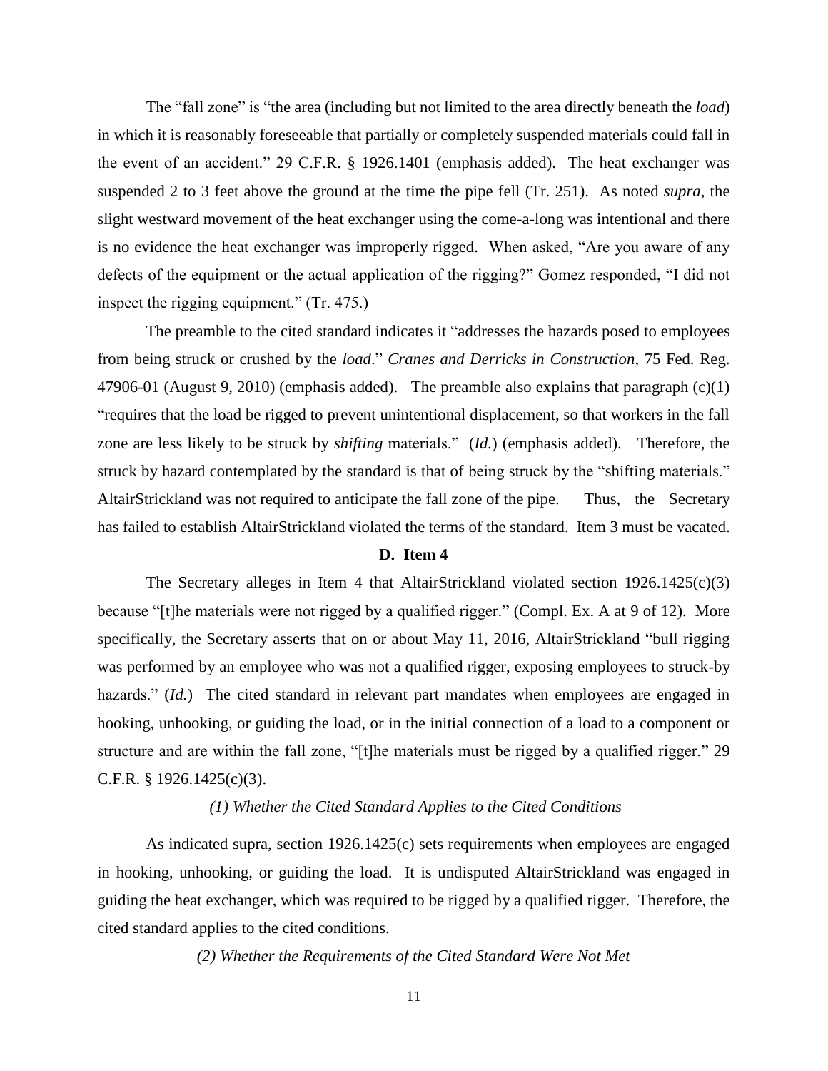The "fall zone" is "the area (including but not limited to the area directly beneath the *load*) in which it is reasonably foreseeable that partially or completely suspended materials could fall in the event of an accident." 29 C.F.R. § 1926.1401 (emphasis added). The heat exchanger was suspended 2 to 3 feet above the ground at the time the pipe fell (Tr. 251). As noted *supra*, the slight westward movement of the heat exchanger using the come-a-long was intentional and there is no evidence the heat exchanger was improperly rigged. When asked, "Are you aware of any defects of the equipment or the actual application of the rigging?" Gomez responded, "I did not inspect the rigging equipment." (Tr. 475.)

The preamble to the cited standard indicates it "addresses the hazards posed to employees from being struck or crushed by the *load*." *Cranes and Derricks in Construction*, 75 Fed. Reg. 47906-01 (August 9, 2010) (emphasis added). The preamble also explains that paragraph (c)(1) "requires that the load be rigged to prevent unintentional displacement, so that workers in the fall zone are less likely to be struck by *shifting* materials." (*Id.*) (emphasis added). Therefore, the struck by hazard contemplated by the standard is that of being struck by the "shifting materials." AltairStrickland was not required to anticipate the fall zone of the pipe. Thus, the Secretary has failed to establish AltairStrickland violated the terms of the standard. Item 3 must be vacated.

**D. Item 4**

The Secretary alleges in Item 4 that AltairStrickland violated section 1926.1425(c)(3) because "[t]he materials were not rigged by a qualified rigger." (Compl. Ex. A at 9 of 12). More specifically, the Secretary asserts that on or about May 11, 2016, AltairStrickland "bull rigging was performed by an employee who was not a qualified rigger, exposing employees to struck-by hazards." (*Id.*) The cited standard in relevant part mandates when employees are engaged in hooking, unhooking, or guiding the load, or in the initial connection of a load to a component or structure and are within the fall zone, "[t]he materials must be rigged by a qualified rigger." 29 C.F.R. § 1926.1425(c)(3).

*(1) Whether the Cited Standard Applies to the Cited Conditions*

As indicated supra, section 1926.1425(c) sets requirements when employees are engaged in hooking, unhooking, or guiding the load. It is undisputed AltairStrickland was engaged in guiding the heat exchanger, which was required to be rigged by a qualified rigger. Therefore, the cited standard applies to the cited conditions.

*(2) Whether the Requirements of the Cited Standard Were Not Met*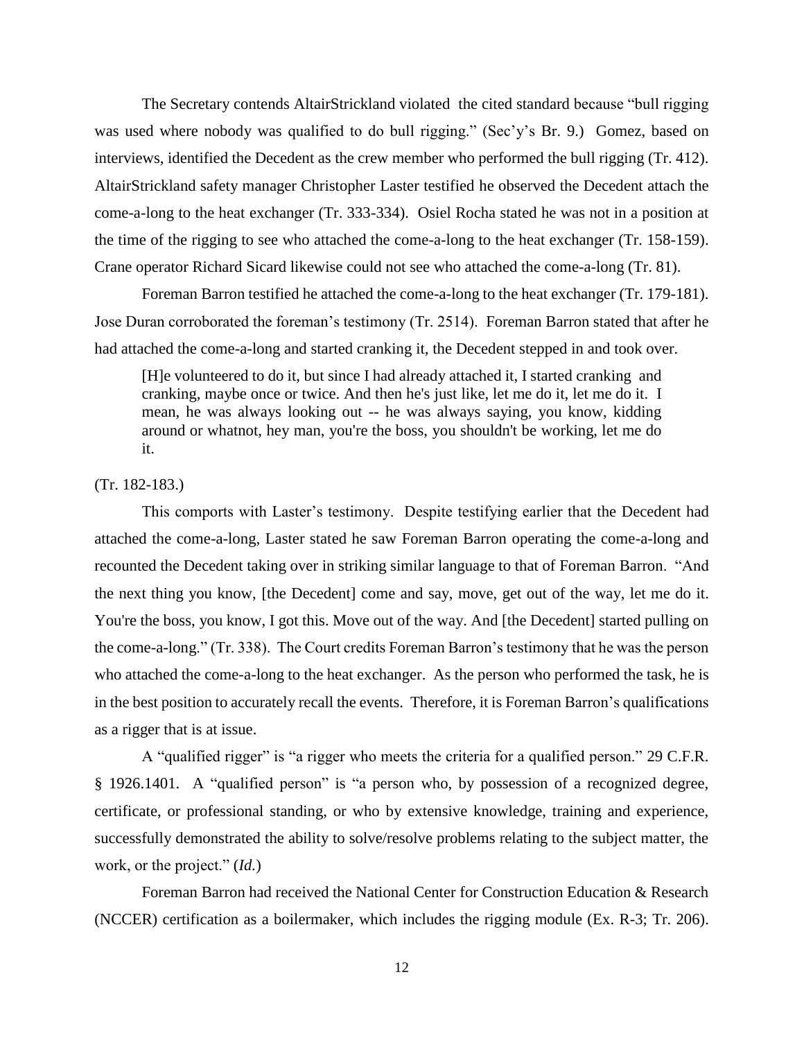The Secretary contends AltairStrickland violated the cited standard because "bull rigging was used where nobody was qualified to do bull rigging." (Sec'y's Br. 9.) Gomez, based on interviews, identified the Decedent as the crew member who performed the bull rigging (Tr. 412). AltairStrickland safety manager Christopher Laster testified he observed the Decedent attach the come-a-long to the heat exchanger (Tr. 333-334). Osiel Rocha stated he was not in a position at the time of the rigging to see who attached the come-a-long to the heat exchanger (Tr. 158-159). Crane operator Richard Sicard likewise could not see who attached the come-a-long (Tr. 81).

Foreman Barron testified he attached the come-a-long to the heat exchanger (Tr. 179-181). Jose Duran corroborated the foreman's testimony (Tr. 2514). Foreman Barron stated that after he had attached the come-a-long and started cranking it, the Decedent stepped in and took over.

> [H]e volunteered to do it, but since I had already attached it, I started cranking and cranking, maybe once or twice. And then he's just like, let me do it, let me do it. I mean, he was always looking out -- he was always saying, you know, kidding around or whatnot, hey man, you're the boss, you shouldn't be working, let me do it.

(Tr. 182-183.)

This comports with Laster's testimony. Despite testifying earlier that the Decedent had attached the come-a-long, Laster stated he saw Foreman Barron operating the come-a-long and recounted the Decedent taking over in striking similar language to that of Foreman Barron. "And the next thing you know, [the Decedent] come and say, move, get out of the way, let me do it. You're the boss, you know, I got this. Move out of the way. And [the Decedent] started pulling on the come-a-long." (Tr. 338). The Court credits Foreman Barron's testimony that he was the person who attached the come-a-long to the heat exchanger. As the person who performed the task, he is in the best position to accurately recall the events. Therefore, it is Foreman Barron's qualifications as a rigger that is at issue.

A "qualified rigger" is "a rigger who meets the criteria for a qualified person." 29 C.F.R. § 1926.1401. A "qualified person" is "a person who, by possession of a recognized degree, certificate, or professional standing, or who by extensive knowledge, training and experience, successfully demonstrated the ability to solve/resolve problems relating to the subject matter, the work, or the project." (*Id.*)

Foreman Barron had received the National Center for Construction Education & Research (NCCER) certification as a boilermaker, which includes the rigging module (Ex. R-3; Tr. 206).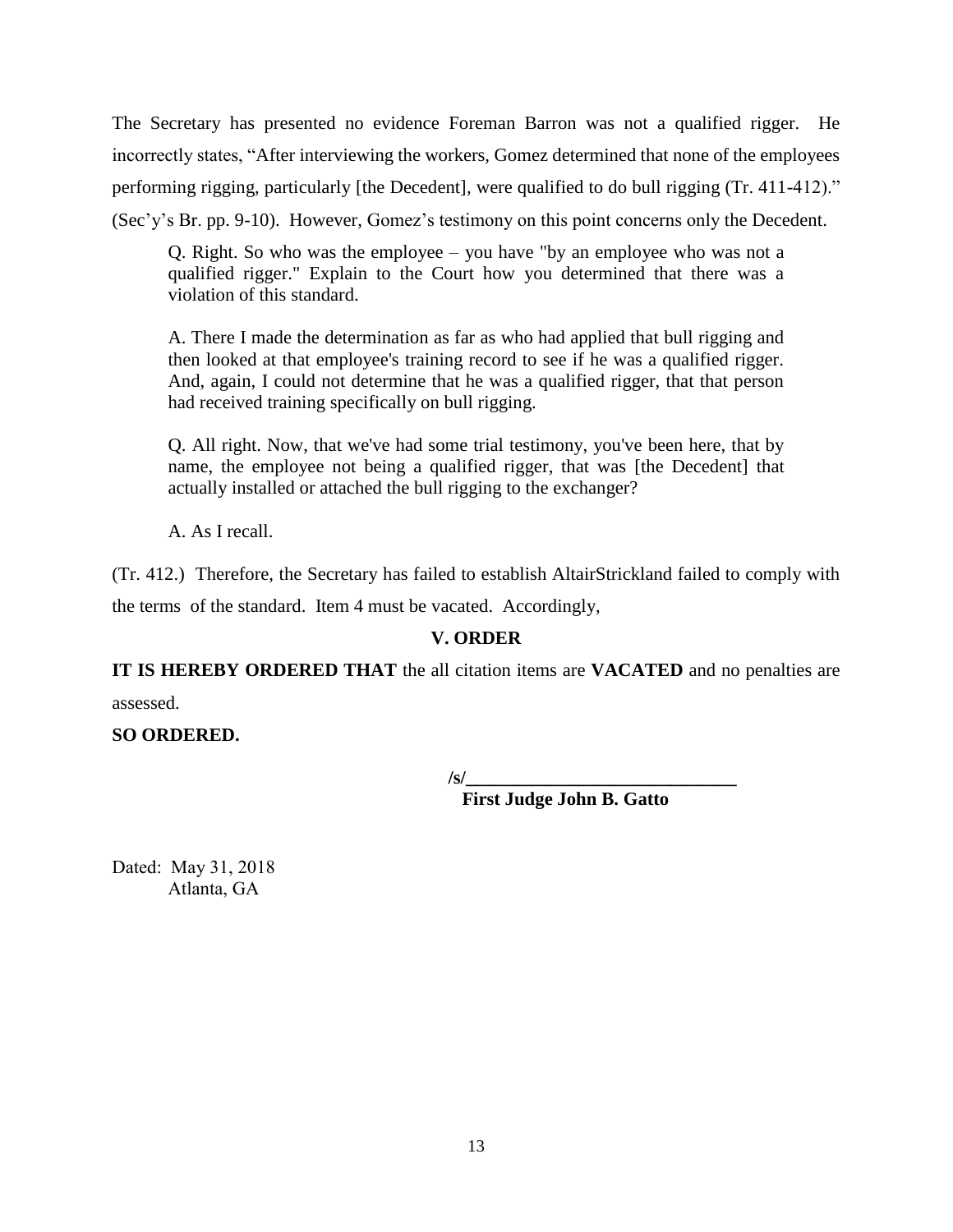The Secretary has presented no evidence Foreman Barron was not a qualified rigger. He incorrectly states, "After interviewing the workers, Gomez determined that none of the employees performing rigging, particularly [the Decedent], were qualified to do bull rigging (Tr. 411-412)." (Sec'y's Br. pp. 9-10). However, Gomez's testimony on this point concerns only the Decedent.

> Q. Right. So who was the employee – you have "by an employee who was not a qualified rigger." Explain to the Court how you determined that there was a violation of this standard.
>
> A. There I made the determination as far as who had applied that bull rigging and then looked at that employee's training record to see if he was a qualified rigger. And, again, I could not determine that he was a qualified rigger, that that person had received training specifically on bull rigging.
>
> Q. All right. Now, that we've had some trial testimony, you've been here, that by name, the employee not being a qualified rigger, that was [the Decedent] that actually installed or attached the bull rigging to the exchanger?
>
> A. As I recall.

(Tr. 412.) Therefore, the Secretary has failed to establish AltairStrickland failed to comply with the terms of the standard. Item 4 must be vacated. Accordingly,

## V. ORDER

**IT IS HEREBY ORDERED THAT** the all citation items are **VACATED** and no penalties are assessed.

**SO ORDERED.**

**/s/______________________________**
**First Judge John B. Gatto**

Dated: May 31, 2018
Atlanta, GA